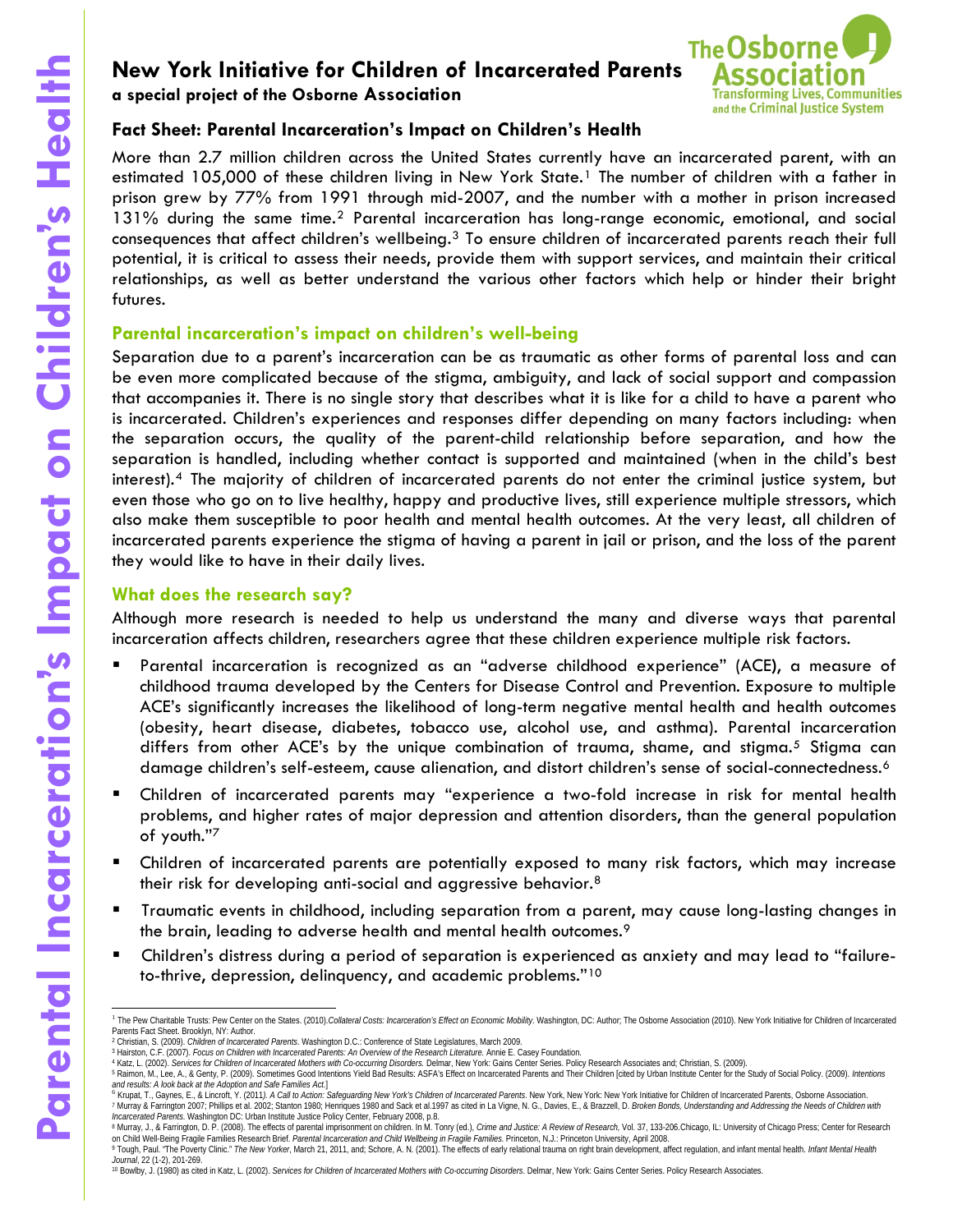# New York Initiative for Children of Incarcerated Parents

**a special project of the Osborne Association**

## Fact Sheet: Parental Incarceration's Impact on Children's Health

More than 2.7 million children across the United States currently have an incarcerated parent, with an estimated 105,000 of these children living in New York State.[1] The number of children with a father in prison grew by 77% from 1991 through mid-2007, and the number with a mother in prison increased 131% during the same time.[2] Parental incarceration has long-range economic, emotional, and social consequences that affect children's wellbeing.[3] To ensure children of incarcerated parents reach their full potential, it is critical to assess their needs, provide them with support services, and maintain their critical relationships, as well as better understand the various other factors which help or hinder their bright futures.

### Parental incarceration's impact on children's well-being

Separation due to a parent's incarceration can be as traumatic as other forms of parental loss and can be even more complicated because of the stigma, ambiguity, and lack of social support and compassion that accompanies it. There is no single story that describes what it is like for a child to have a parent who is incarcerated. Children's experiences and responses differ depending on many factors including: when the separation occurs, the quality of the parent-child relationship before separation, and how the separation is handled, including whether contact is supported and maintained (when in the child's best interest).[4] The majority of children of incarcerated parents do not enter the criminal justice system, but even those who go on to live healthy, happy and productive lives, still experience multiple stressors, which also make them susceptible to poor health and mental health outcomes. At the very least, all children of incarcerated parents experience the stigma of having a parent in jail or prison, and the loss of the parent they would like to have in their daily lives.

### What does the research say?

Although more research is needed to help us understand the many and diverse ways that parental incarceration affects children, researchers agree that these children experience multiple risk factors.

- Parental incarceration is recognized as an "adverse childhood experience" (ACE), a measure of childhood trauma developed by the Centers for Disease Control and Prevention. Exposure to multiple ACE's significantly increases the likelihood of long-term negative mental health and health outcomes (obesity, heart disease, diabetes, tobacco use, alcohol use, and asthma). Parental incarceration differs from other ACE's by the unique combination of trauma, shame, and stigma.[5] Stigma can damage children's self-esteem, cause alienation, and distort children's sense of social-connectedness.[6]
- Children of incarcerated parents may "experience a two-fold increase in risk for mental health problems, and higher rates of major depression and attention disorders, than the general population of youth."[7]
- Children of incarcerated parents are potentially exposed to many risk factors, which may increase their risk for developing anti-social and aggressive behavior.[8]
- Traumatic events in childhood, including separation from a parent, may cause long-lasting changes in the brain, leading to adverse health and mental health outcomes.[9]
- Children's distress during a period of separation is experienced as anxiety and may lead to "failure-to-thrive, depression, delinquency, and academic problems."[10]

---

[1] The Pew Charitable Trusts: Pew Center on the States. (2010). *Collateral Costs: Incarceration's Effect on Economic Mobility*. Washington, DC: Author; The Osborne Association (2010). New York Initiative for Children of Incarcerated Parents Fact Sheet. Brooklyn, NY: Author.

[2] Christian, S. (2009). *Children of Incarcerated Parents*. Washington D.C.: Conference of State Legislatures, March 2009.

[3] Hairston, C.F. (2007). *Focus on Children with Incarcerated Parents: An Overview of the Research Literature.* Annie E. Casey Foundation.

[4] Katz, L. (2002). *Services for Children of Incarcerated Mothers with Co-occurring Disorders.* Delmar, New York: Gains Center Series. Policy Research Associates and; Christian, S. (2009).

[5] Raimon, M., Lee, A., & Genty, P. (2009). Sometimes Good Intentions Yield Bad Results: ASFA's Effect on Incarcerated Parents and Their Children [cited by Urban Institute Center for the Study of Social Policy. (2009). *Intentions and results: A look back at the Adoption and Safe Families Act.*]

[6] Krupat, T., Gaynes, E., & Lincroft, Y. (2011). *A Call to Action: Safeguarding New York's Children of Incarcerated Parents*. New York, New York: New York Initiative for Children of Incarcerated Parents, Osborne Association.

[7] Murray & Farrington 2007; Phillips et al. 2002; Stanton 1980; Henriques 1980 and Sack et al.1997 as cited in La Vigne, N. G., Davies, E., & Brazzell, D. *Broken Bonds, Understanding and Addressing the Needs of Children with Incarcerated Parents*. Washington DC: Urban Institute Justice Policy Center, February 2008, p.8.

[8] Murray, J., & Farrington, D. P. (2008). The effects of parental imprisonment on children. In M. Tonry (ed.), *Crime and Justice: A Review of Research*, Vol. 37, 133-206.Chicago, IL: University of Chicago Press; Center for Research on Child Well-Being Fragile Families Research Brief. *Parental Incarceration and Child Wellbeing in Fragile Families.* Princeton, N.J.: Princeton University, April 2008.

[9] Tough, Paul. "The Poverty Clinic." *The New Yorker*, March 21, 2011, and; Schore, A. N. (2001). The effects of early relational trauma on right brain development, affect regulation, and infant mental health. *Infant Mental Health Journal*, 22 (1-2), 201-269.

[10] Bowlby, J. (1980) as cited in Katz, L. (2002). *Services for Children of Incarcerated Mothers with Co-occurring Disorders*. Delmar, New York: Gains Center Series. Policy Research Associates.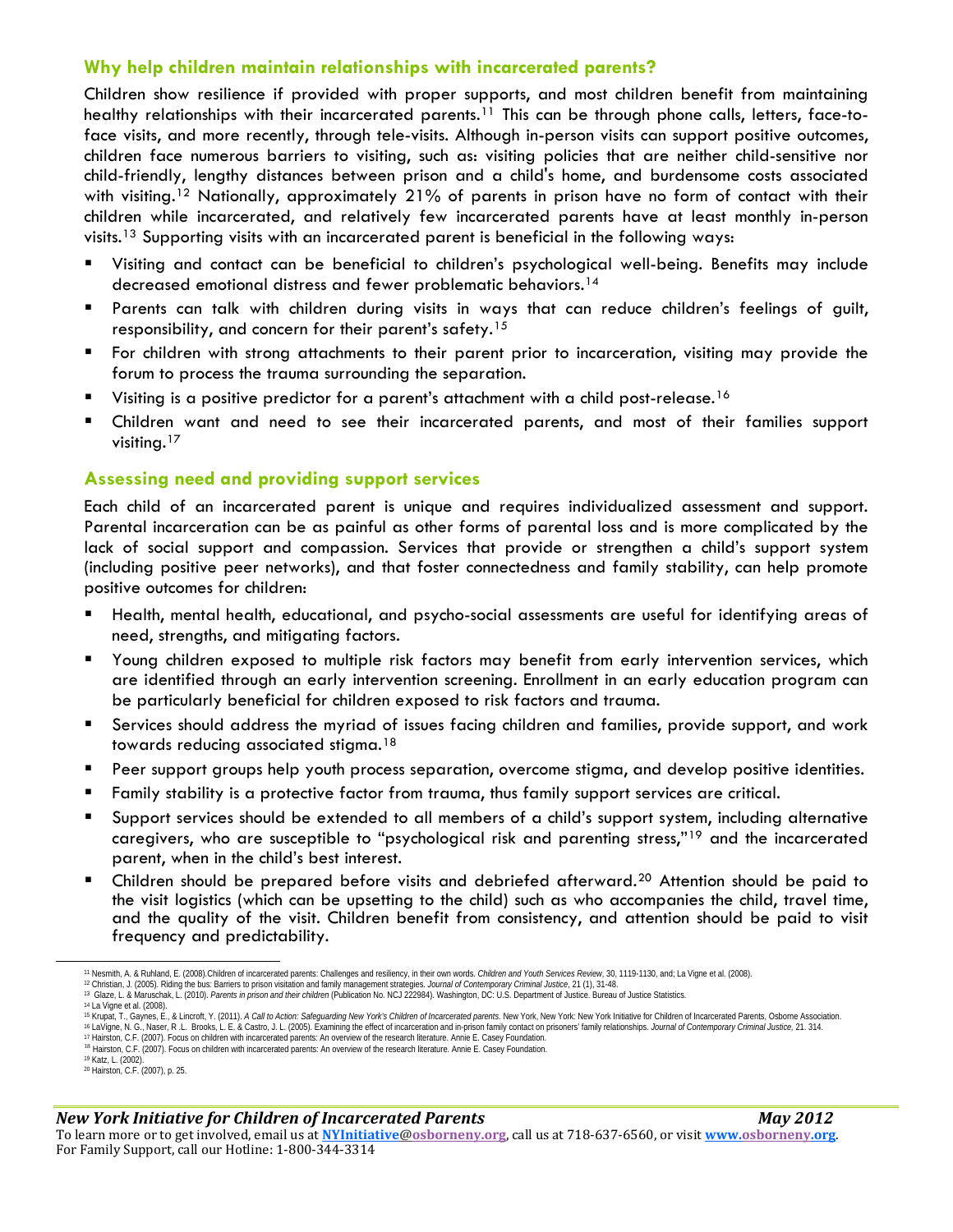## Why help children maintain relationships with incarcerated parents?

Children show resilience if provided with proper supports, and most children benefit from maintaining healthy relationships with their incarcerated parents.[11] This can be through phone calls, letters, face-to-face visits, and more recently, through tele-visits. Although in-person visits can support positive outcomes, children face numerous barriers to visiting, such as: visiting policies that are neither child-sensitive nor child-friendly, lengthy distances between prison and a child's home, and burdensome costs associated with visiting.[12] Nationally, approximately 21% of parents in prison have no form of contact with their children while incarcerated, and relatively few incarcerated parents have at least monthly in-person visits.[13] Supporting visits with an incarcerated parent is beneficial in the following ways:

- Visiting and contact can be beneficial to children's psychological well-being. Benefits may include decreased emotional distress and fewer problematic behaviors.[14]
- Parents can talk with children during visits in ways that can reduce children's feelings of guilt, responsibility, and concern for their parent's safety.[15]
- For children with strong attachments to their parent prior to incarceration, visiting may provide the forum to process the trauma surrounding the separation.
- Visiting is a positive predictor for a parent's attachment with a child post-release.[16]
- Children want and need to see their incarcerated parents, and most of their families support visiting.[17]

## Assessing need and providing support services

Each child of an incarcerated parent is unique and requires individualized assessment and support. Parental incarceration can be as painful as other forms of parental loss and is more complicated by the lack of social support and compassion. Services that provide or strengthen a child's support system (including positive peer networks), and that foster connectedness and family stability, can help promote positive outcomes for children:

- Health, mental health, educational, and psycho-social assessments are useful for identifying areas of need, strengths, and mitigating factors.
- Young children exposed to multiple risk factors may benefit from early intervention services, which are identified through an early intervention screening. Enrollment in an early education program can be particularly beneficial for children exposed to risk factors and trauma.
- Services should address the myriad of issues facing children and families, provide support, and work towards reducing associated stigma.[18]
- Peer support groups help youth process separation, overcome stigma, and develop positive identities.
- Family stability is a protective factor from trauma, thus family support services are critical.
- Support services should be extended to all members of a child's support system, including alternative caregivers, who are susceptible to "psychological risk and parenting stress,"[19] and the incarcerated parent, when in the child's best interest.
- Children should be prepared before visits and debriefed afterward.[20] Attention should be paid to the visit logistics (which can be upsetting to the child) such as who accompanies the child, travel time, and the quality of the visit. Children benefit from consistency, and attention should be paid to visit frequency and predictability.

---

[11] Nesmith, A. & Ruhland, E. (2008).Children of incarcerated parents: Challenges and resiliency, in their own words. *Children and Youth Services Review*, 30, 1119-1130, and; La Vigne et al. (2008).

[12] Christian, J. (2005). Riding the bus: Barriers to prison visitation and family management strategies. *Journal of Contemporary Criminal Justice*, 21 (1), 31-48.

[13] Glaze, L. & Maruschak, L. (2010). *Parents in prison and their children* (Publication No. NCJ 222984). Washington, DC: U.S. Department of Justice. Bureau of Justice Statistics.

[14] La Vigne et al. (2008).

[15] Krupat, T., Gaynes, E., & Lincroft, Y. (2011). *A Call to Action: Safeguarding New York's Children of Incarcerated parents.* New York, New York: New York Initiative for Children of Incarcerated Parents, Osborne Association.

[16] LaVigne, N. G., Naser, R .L. Brooks, L. E. & Castro, J. L. (2005). Examining the effect of incarceration and in-prison family contact on prisoners' family relationships. *Journal of Contemporary Criminal Justice,* 21. 314.

[17] Hairston, C.F. (2007). Focus on children with incarcerated parents: An overview of the research literature. Annie E. Casey Foundation.

[18] Hairston, C.F. (2007). Focus on children with incarcerated parents: An overview of the research literature. Annie E. Casey Foundation.

[19] Katz, L. (2002).

[20] Hairston, C.F. (2007), p. 25.

***New York Initiative for Children of Incarcerated Parents*** ***May 2012***

To learn more or to get involved, email us at **NYInitiative@osborneny.org**, call us at 718-637-6560, or visit **www.osborneny.org**.
For Family Support, call our Hotline: 1-800-344-3314